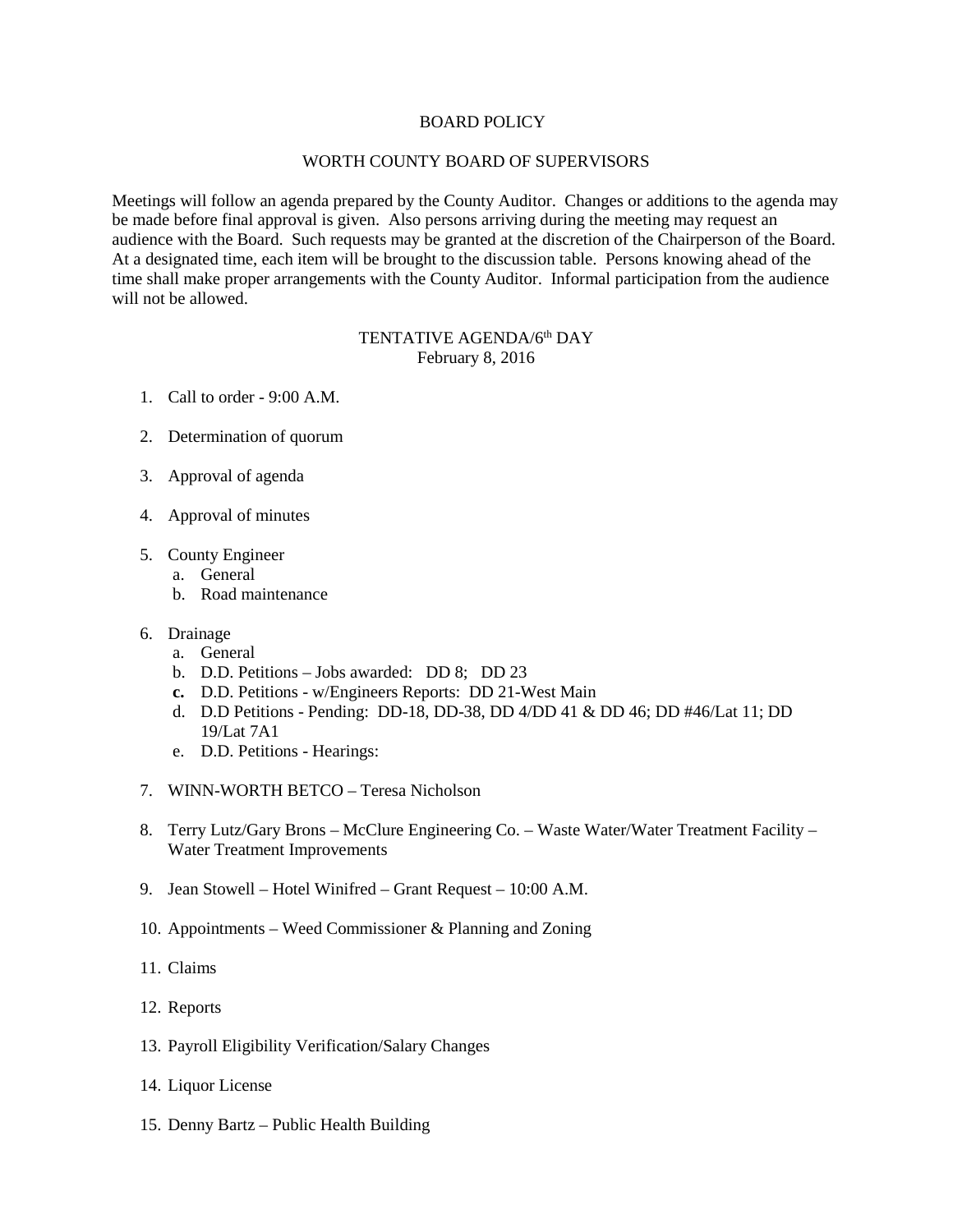# BOARD POLICY

## WORTH COUNTY BOARD OF SUPERVISORS

Meetings will follow an agenda prepared by the County Auditor. Changes or additions to the agenda may be made before final approval is given. Also persons arriving during the meeting may request an audience with the Board. Such requests may be granted at the discretion of the Chairperson of the Board. At a designated time, each item will be brought to the discussion table. Persons knowing ahead of the time shall make proper arrangements with the County Auditor. Informal participation from the audience will not be allowed.

### TENTATIVE AGENDA/6th DAY
February 8, 2016

1. Call to order - 9:00 A.M.

2. Determination of quorum

3. Approval of agenda

4. Approval of minutes

5. County Engineer
   a. General
   b. Road maintenance

6. Drainage
   a. General
   b. D.D. Petitions – Jobs awarded: DD 8; DD 23
   **c.** D.D. Petitions - w/Engineers Reports: DD 21-West Main
   d. D.D Petitions - Pending: DD-18, DD-38, DD 4/DD 41 & DD 46; DD #46/Lat 11; DD 19/Lat 7A1
   e. D.D. Petitions - Hearings:

7. WINN-WORTH BETCO – Teresa Nicholson

8. Terry Lutz/Gary Brons – McClure Engineering Co. – Waste Water/Water Treatment Facility – Water Treatment Improvements

9. Jean Stowell – Hotel Winifred – Grant Request – 10:00 A.M.

10. Appointments – Weed Commissioner & Planning and Zoning

11. Claims

12. Reports

13. Payroll Eligibility Verification/Salary Changes

14. Liquor License

15. Denny Bartz – Public Health Building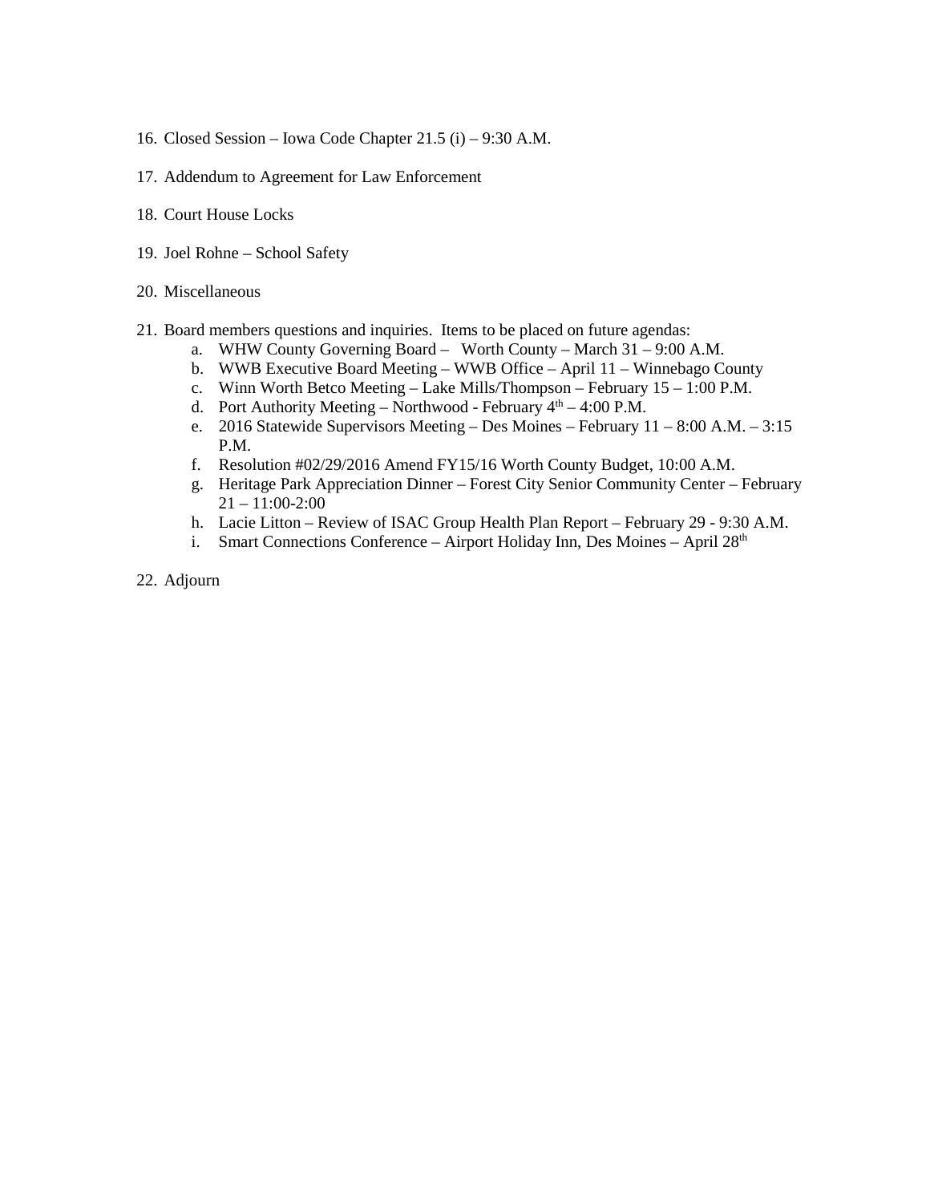16. Closed Session – Iowa Code Chapter 21.5 (i) – 9:30 A.M.

17. Addendum to Agreement for Law Enforcement

18. Court House Locks

19. Joel Rohne – School Safety

20. Miscellaneous

21. Board members questions and inquiries. Items to be placed on future agendas:
    a. WHW County Governing Board – Worth County – March 31 – 9:00 A.M.
    b. WWB Executive Board Meeting – WWB Office – April 11 – Winnebago County
    c. Winn Worth Betco Meeting – Lake Mills/Thompson – February 15 – 1:00 P.M.
    d. Port Authority Meeting – Northwood - February 4th – 4:00 P.M.
    e. 2016 Statewide Supervisors Meeting – Des Moines – February 11 – 8:00 A.M. – 3:15 P.M.
    f. Resolution #02/29/2016 Amend FY15/16 Worth County Budget, 10:00 A.M.
    g. Heritage Park Appreciation Dinner – Forest City Senior Community Center – February 21 – 11:00-2:00
    h. Lacie Litton – Review of ISAC Group Health Plan Report – February 29 - 9:30 A.M.
    i. Smart Connections Conference – Airport Holiday Inn, Des Moines – April 28th

22. Adjourn